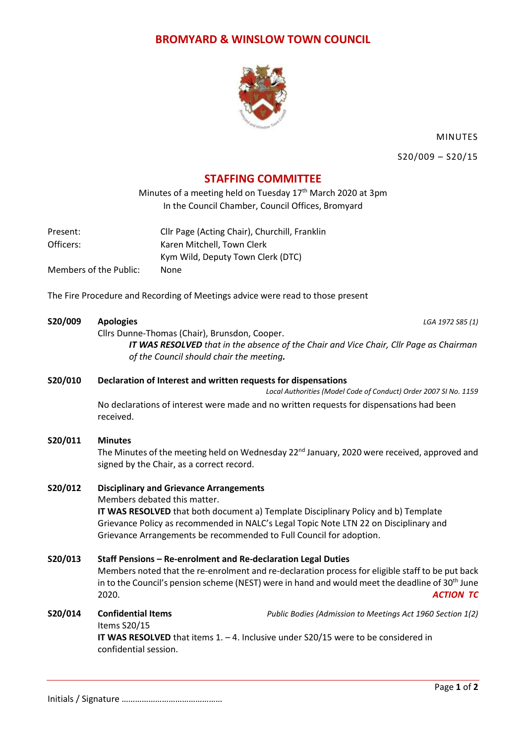# BROMYARD & WINSLOW TOWN COUNCIL

MINUTES

S20/009 – S20/15

## STAFFING COMMITTEE

Minutes of a meeting held on Tuesday 17th March 2020 at 3pm
In the Council Chamber, Council Offices, Bromyard

| | |
|---|---|
| Present: | Cllr Page (Acting Chair), Churchill, Franklin |
| Officers: | Karen Mitchell, Town Clerk |
| | Kym Wild, Deputy Town Clerk (DTC) |
| Members of the Public: | None |

The Fire Procedure and Recording of Meetings advice were read to those present

**S20/009 Apologies** *LGA 1972 S85 (1)*

Cllrs Dunne-Thomas (Chair), Brunsdon, Cooper.

> ***IT WAS RESOLVED*** *that in the absence of the Chair and Vice Chair, Cllr Page as Chairman of the Council should chair the meeting.*

**S20/010 Declaration of Interest and written requests for dispensations**

*Local Authorities (Model Code of Conduct) Order 2007 SI No. 1159*

No declarations of interest were made and no written requests for dispensations had been received.

**S20/011 Minutes**

The Minutes of the meeting held on Wednesday 22nd January, 2020 were received, approved and signed by the Chair, as a correct record.

**S20/012 Disciplinary and Grievance Arrangements**

Members debated this matter.

**IT WAS RESOLVED** that both document a) Template Disciplinary Policy and b) Template Grievance Policy as recommended in NALC's Legal Topic Note LTN 22 on Disciplinary and Grievance Arrangements be recommended to Full Council for adoption.

**S20/013 Staff Pensions – Re-enrolment and Re-declaration Legal Duties**

Members noted that the re-enrolment and re-declaration process for eligible staff to be put back in to the Council's pension scheme (NEST) were in hand and would meet the deadline of 30th June 2020.

***ACTION TC***

**S20/014 Confidential Items** *Public Bodies (Admission to Meetings Act 1960 Section 1(2)*

Items S20/15

**IT WAS RESOLVED** that items 1. – 4. Inclusive under S20/15 were to be considered in confidential session.

Initials / Signature ……………………………………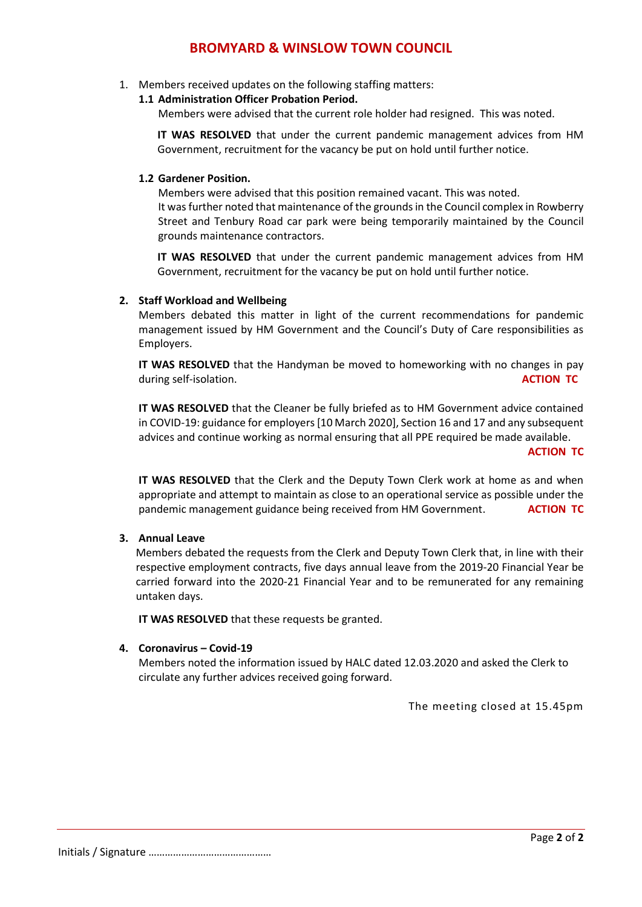# BROMYARD & WINSLOW TOWN COUNCIL

1. Members received updates on the following staffing matters:

   **1.1 Administration Officer Probation Period.**

   Members were advised that the current role holder had resigned. This was noted.

   **IT WAS RESOLVED** that under the current pandemic management advices from HM Government, recruitment for the vacancy be put on hold until further notice.

   **1.2 Gardener Position.**

   Members were advised that this position remained vacant. This was noted.
   It was further noted that maintenance of the grounds in the Council complex in Rowberry Street and Tenbury Road car park were being temporarily maintained by the Council grounds maintenance contractors.

   **IT WAS RESOLVED** that under the current pandemic management advices from HM Government, recruitment for the vacancy be put on hold until further notice.

2. **Staff Workload and Wellbeing**

   Members debated this matter in light of the current recommendations for pandemic management issued by HM Government and the Council's Duty of Care responsibilities as Employers.

   **IT WAS RESOLVED** that the Handyman be moved to homeworking with no changes in pay during self-isolation. **ACTION TC**

   **IT WAS RESOLVED** that the Cleaner be fully briefed as to HM Government advice contained in COVID-19: guidance for employers [10 March 2020], Section 16 and 17 and any subsequent advices and continue working as normal ensuring that all PPE required be made available. **ACTION TC**

   **IT WAS RESOLVED** that the Clerk and the Deputy Town Clerk work at home as and when appropriate and attempt to maintain as close to an operational service as possible under the pandemic management guidance being received from HM Government. **ACTION TC**

3. **Annual Leave**

   Members debated the requests from the Clerk and Deputy Town Clerk that, in line with their respective employment contracts, five days annual leave from the 2019-20 Financial Year be carried forward into the 2020-21 Financial Year and to be remunerated for any remaining untaken days.

   **IT WAS RESOLVED** that these requests be granted.

4. **Coronavirus – Covid-19**

   Members noted the information issued by HALC dated 12.03.2020 and asked the Clerk to circulate any further advices received going forward.

The meeting closed at 15.45pm

Initials / Signature ……………………………………